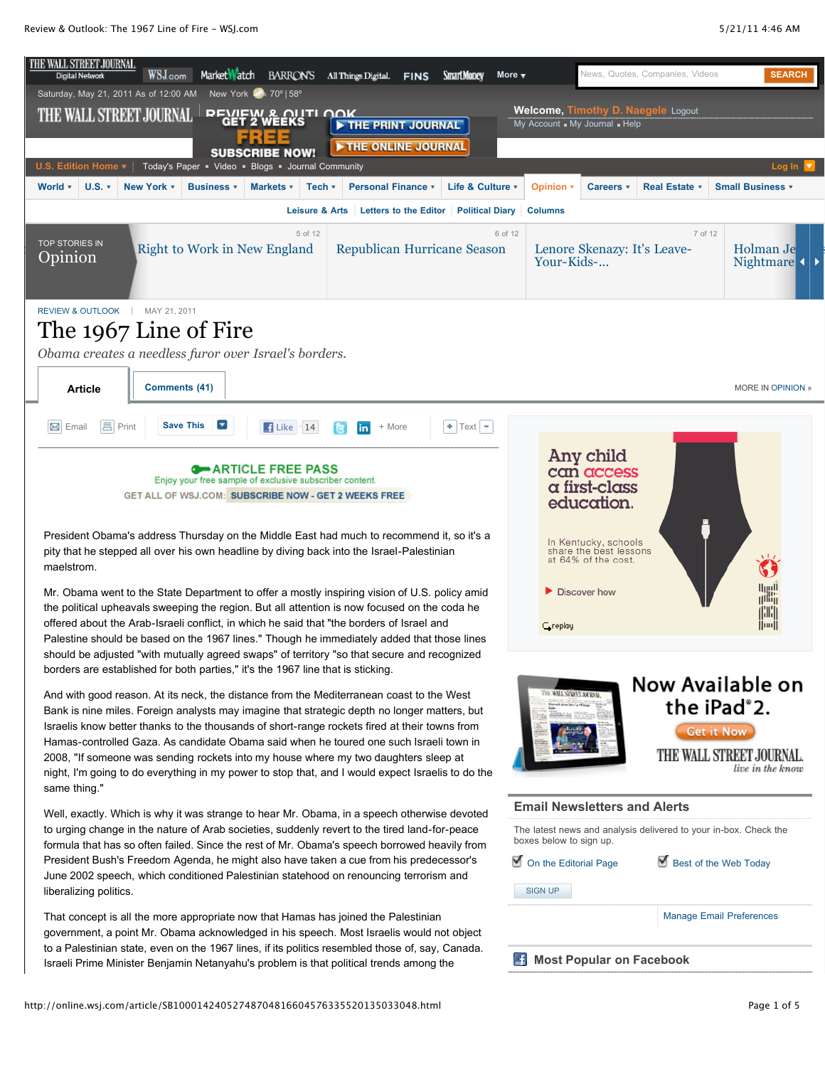REVIEW & OUTLOOK | MAY 21, 2011

# The 1967 Line of Fire

*Obama creates a needless furor over Israel's borders.*

President Obama's address Thursday on the Middle East had much to recommend it, so it's a pity that he stepped all over his own headline by diving back into the Israel-Palestinian maelstrom.

Mr. Obama went to the State Department to offer a mostly inspiring vision of U.S. policy amid the political upheavals sweeping the region. But all attention is now focused on the coda he offered about the Arab-Israeli conflict, in which he said that "the borders of Israel and Palestine should be based on the 1967 lines." Though he immediately added that those lines should be adjusted "with mutually agreed swaps" of territory "so that secure and recognized borders are established for both parties," it's the 1967 line that is sticking.

And with good reason. At its neck, the distance from the Mediterranean coast to the West Bank is nine miles. Foreign analysts may imagine that strategic depth no longer matters, but Israelis know better thanks to the thousands of short-range rockets fired at their towns from Hamas-controlled Gaza. As candidate Obama said when he toured one such Israeli town in 2008, "If someone was sending rockets into my house where my two daughters sleep at night, I'm going to do everything in my power to stop that, and I would expect Israelis to do the same thing."

Well, exactly. Which is why it was strange to hear Mr. Obama, in a speech otherwise devoted to urging change in the nature of Arab societies, suddenly revert to the tired land-for-peace formula that has so often failed. Since the rest of Mr. Obama's speech borrowed heavily from President Bush's Freedom Agenda, he might also have taken a cue from his predecessor's June 2002 speech, which conditioned Palestinian statehood on renouncing terrorism and liberalizing politics.

That concept is all the more appropriate now that Hamas has joined the Palestinian government, a point Mr. Obama acknowledged in his speech. Most Israelis would not object to a Palestinian state, even on the 1967 lines, if its politics resembled those of, say, Canada. Israeli Prime Minister Benjamin Netanyahu's problem is that political trends among the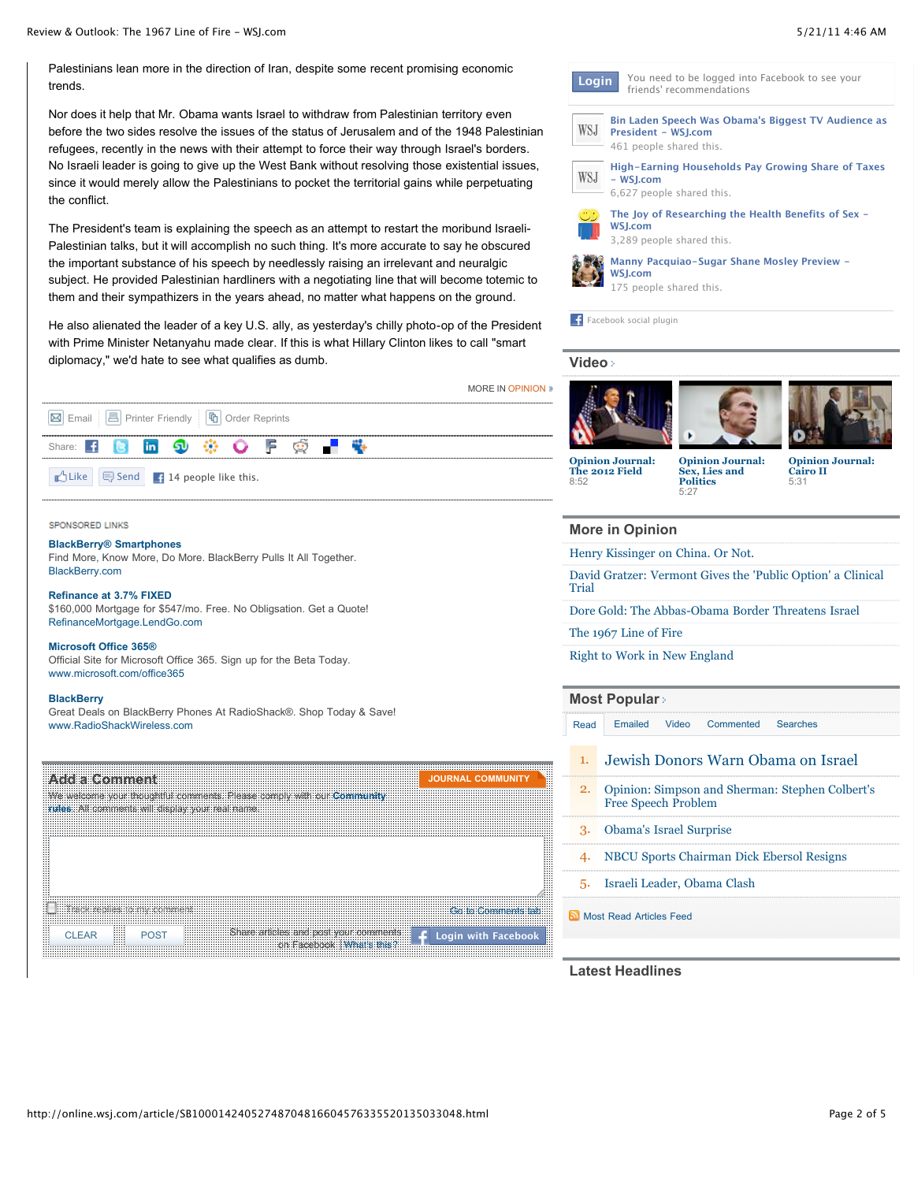Palestinians lean more in the direction of Iran, despite some recent promising economic trends.

Nor does it help that Mr. Obama wants Israel to withdraw from Palestinian territory even before the two sides resolve the issues of the status of Jerusalem and of the 1948 Palestinian refugees, recently in the news with their attempt to force their way through Israel's borders. No Israeli leader is going to give up the West Bank without resolving those existential issues, since it would merely allow the Palestinians to pocket the territorial gains while perpetuating the conflict.

The President's team is explaining the speech as an attempt to restart the moribund Israeli-Palestinian talks, but it will accomplish no such thing. It's more accurate to say he obscured the important substance of his speech by needlessly raising an irrelevant and neuralgic subject. He provided Palestinian hardliners with a negotiating line that will become totemic to them and their sympathizers in the years ahead, no matter what happens on the ground.

He also alienated the leader of a key U.S. ally, as yesterday's chilly photo-op of the President with Prime Minister Netanyahu made clear. If this is what Hillary Clinton likes to call "smart diplomacy," we'd hate to see what qualifies as dumb.

MORE IN OPINION »

Email | Printer Friendly | Order Reprints

Share:

Like | Send | 14 people like this.

SPONSORED LINKS

**BlackBerry® Smartphones**
Find More, Know More, Do More. BlackBerry Pulls It All Together.
BlackBerry.com

**Refinance at 3.7% FIXED**
$160,000 Mortgage for $547/mo. Free. No Obligsation. Get a Quote!
RefinanceMortgage.LendGo.com

**Microsoft Office 365®**
Official Site for Microsoft Office 365. Sign up for the Beta Today.
www.microsoft.com/office365

**BlackBerry**
Great Deals on BlackBerry Phones At RadioShack®. Shop Today & Save!
www.RadioShackWireless.com

## Add a Comment

JOURNAL COMMUNITY

We welcome your thoughtful comments. Please comply with our Community rules. All comments will display your real name.

Track replies to my comment

Go to Comments tab

CLEAR | POST

Share articles and post your comments on Facebook | What's this?

Login with Facebook

---

Login — You need to be logged into Facebook to see your friends' recommendations

- Bin Laden Speech Was Obama's Biggest TV Audience as President - WSJ.com — 461 people shared this.
- High-Earning Households Pay Growing Share of Taxes - WSJ.com — 6,627 people shared this.
- The Joy of Researching the Health Benefits of Sex - WSJ.com — 3,289 people shared this.
- Manny Pacquiao-Sugar Shane Mosley Preview - WSJ.com — 175 people shared this.

Facebook social plugin

## Video

- **Opinion Journal: The 2012 Field** 8:52
- **Opinion Journal: Sex, Lies and Politics** 5:27
- **Opinion Journal: Cairo II** 5:31

## More in Opinion

- Henry Kissinger on China. Or Not.
- David Gratzer: Vermont Gives the 'Public Option' a Clinical Trial
- Dore Gold: The Abbas-Obama Border Threatens Israel
- The 1967 Line of Fire
- Right to Work in New England

## Most Popular

Read | Emailed | Video | Commented | Searches

1. Jewish Donors Warn Obama on Israel
2. Opinion: Simpson and Sherman: Stephen Colbert's Free Speech Problem
3. Obama's Israel Surprise
4. NBCU Sports Chairman Dick Ebersol Resigns
5. Israeli Leader, Obama Clash

Most Read Articles Feed

## Latest Headlines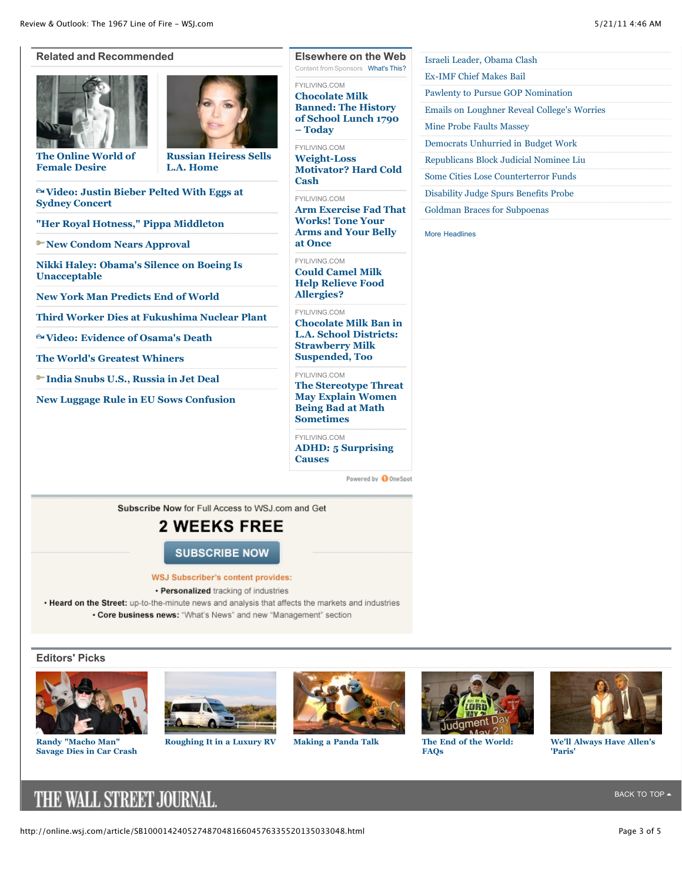## Related and Recommended

The Online World of Female Desire

Russian Heiress Sells L.A. Home

- Video: Justin Bieber Pelted With Eggs at Sydney Concert
- "Her Royal Hotness," Pippa Middleton
- New Condom Nears Approval
- Nikki Haley: Obama's Silence on Boeing Is Unacceptable
- New York Man Predicts End of World
- Third Worker Dies at Fukushima Nuclear Plant
- Video: Evidence of Osama's Death
- The World's Greatest Whiners
- India Snubs U.S., Russia in Jet Deal
- New Luggage Rule in EU Sows Confusion

## Elsewhere on the Web

Content from Sponsors What's This?

FYILIVING.COM
**Chocolate Milk Banned: The History of School Lunch 1790 – Today**

FYILIVING.COM
**Weight-Loss Motivator? Hard Cold Cash**

FYILIVING.COM
**Arm Exercise Fad That Works! Tone Your Arms and Your Belly at Once**

FYILIVING.COM
**Could Camel Milk Help Relieve Food Allergies?**

FYILIVING.COM
**Chocolate Milk Ban in L.A. School Districts: Strawberry Milk Suspended, Too**

FYILIVING.COM
**The Stereotype Threat May Explain Women Being Bad at Math Sometimes**

FYILIVING.COM
**ADHD: 5 Surprising Causes**

Powered by OneSpot

- Israeli Leader, Obama Clash
- Ex-IMF Chief Makes Bail
- Pawlenty to Pursue GOP Nomination
- Emails on Loughner Reveal College's Worries
- Mine Probe Faults Massey
- Democrats Unhurried in Budget Work
- Republicans Block Judicial Nominee Liu
- Some Cities Lose Counterterror Funds
- Disability Judge Spurs Benefits Probe
- Goldman Braces for Subpoenas

More Headlines

**Subscribe Now** for Full Access to WSJ.com and Get

**2 WEEKS FREE**

SUBSCRIBE NOW

WSJ Subscriber's content provides:

- **Personalized** tracking of industries
- **Heard on the Street:** up-to-the-minute news and analysis that affects the markets and industries
- **Core business news:** "What's News" and new "Management" section

## Editors' Picks

- Randy "Macho Man" Savage Dies in Car Crash
- Roughing It in a Luxury RV
- Making a Panda Talk
- The End of the World: FAQs
- We'll Always Have Allen's 'Paris'

THE WALL STREET JOURNAL.

BACK TO TOP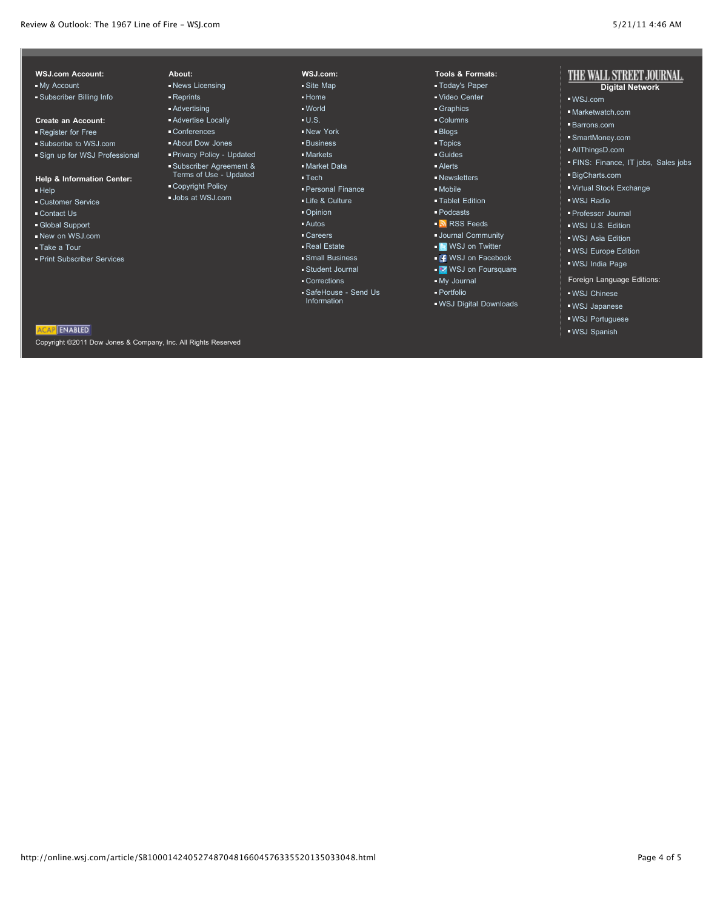**WSJ.com Account:**

- My Account
- Subscriber Billing Info

**Create an Account:**

- Register for Free
- Subscribe to WSJ.com
- Sign up for WSJ Professional

**Help & Information Center:**

- Help
- Customer Service
- Contact Us
- Global Support
- New on WSJ.com
- Take a Tour
- Print Subscriber Services

**About:**

- News Licensing
- Reprints
- Advertising
- Advertise Locally
- Conferences
- About Dow Jones
- Privacy Policy - Updated
- Subscriber Agreement & Terms of Use - Updated
- Copyright Policy
- Jobs at WSJ.com

**WSJ.com:**

- Site Map
- Home
- World
- U.S.
- New York
- Business
- Markets
- Market Data
- Tech
- Personal Finance
- Life & Culture
- Opinion
- Autos
- Careers
- Real Estate
- Small Business
- Student Journal
- Corrections
- SafeHouse - Send Us Information

**Tools & Formats:**

- Today's Paper
- Video Center
- Graphics
- Columns
- Blogs
- Topics
- Guides
- Alerts
- Newsletters
- Mobile
- Tablet Edition
- Podcasts
- RSS Feeds
- Journal Community
- WSJ on Twitter
- WSJ on Facebook
- WSJ on Foursquare
- My Journal
- Portfolio
- WSJ Digital Downloads

**THE WALL STREET JOURNAL.**
**Digital Network**

- WSJ.com
- Marketwatch.com
- Barrons.com
- SmartMoney.com
- AllThingsD.com
- FINS: Finance, IT jobs, Sales jobs
- BigCharts.com
- Virtual Stock Exchange
- WSJ Radio
- Professor Journal
- WSJ U.S. Edition
- WSJ Asia Edition
- WSJ Europe Edition
- WSJ India Page

Foreign Language Editions:

- WSJ Chinese
- WSJ Japanese
- WSJ Portuguese
- WSJ Spanish

ACAP ENABLED

Copyright ©2011 Dow Jones & Company, Inc. All Rights Reserved